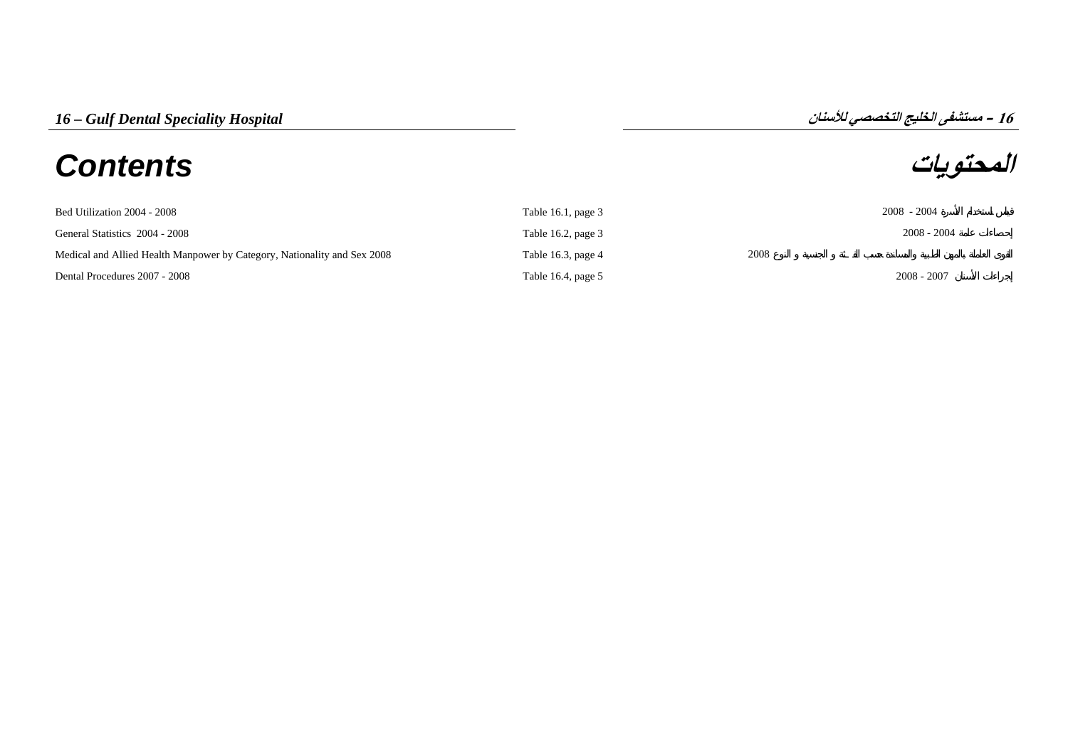# 16 – Gulf Dental Speciality Hospital

# 16 – مستشفى الخليج التخصصي للأسنان

## Contents

## المحتويات

| | | |
|---|---|---|
| Bed Utilization 2004 - 2008 | Table 16.1, page 3 | قياس استخدام الأسرة 2004 - 2008 |
| General Statistics 2004 - 2008 | Table 16.2, page 3 | إحصاءات عامة 2004 - 2008 |
| Medical and Allied Health Manpower by Category, Nationality and Sex 2008 | Table 16.3, page 4 | القوى العاملة بالمهن الطبية والمساندة حسب الفئة و الجنسية و النوع 2008 |
| Dental Procedures 2007 - 2008 | Table 16.4, page 5 | إجراءات الأسنان 2007 - 2008 |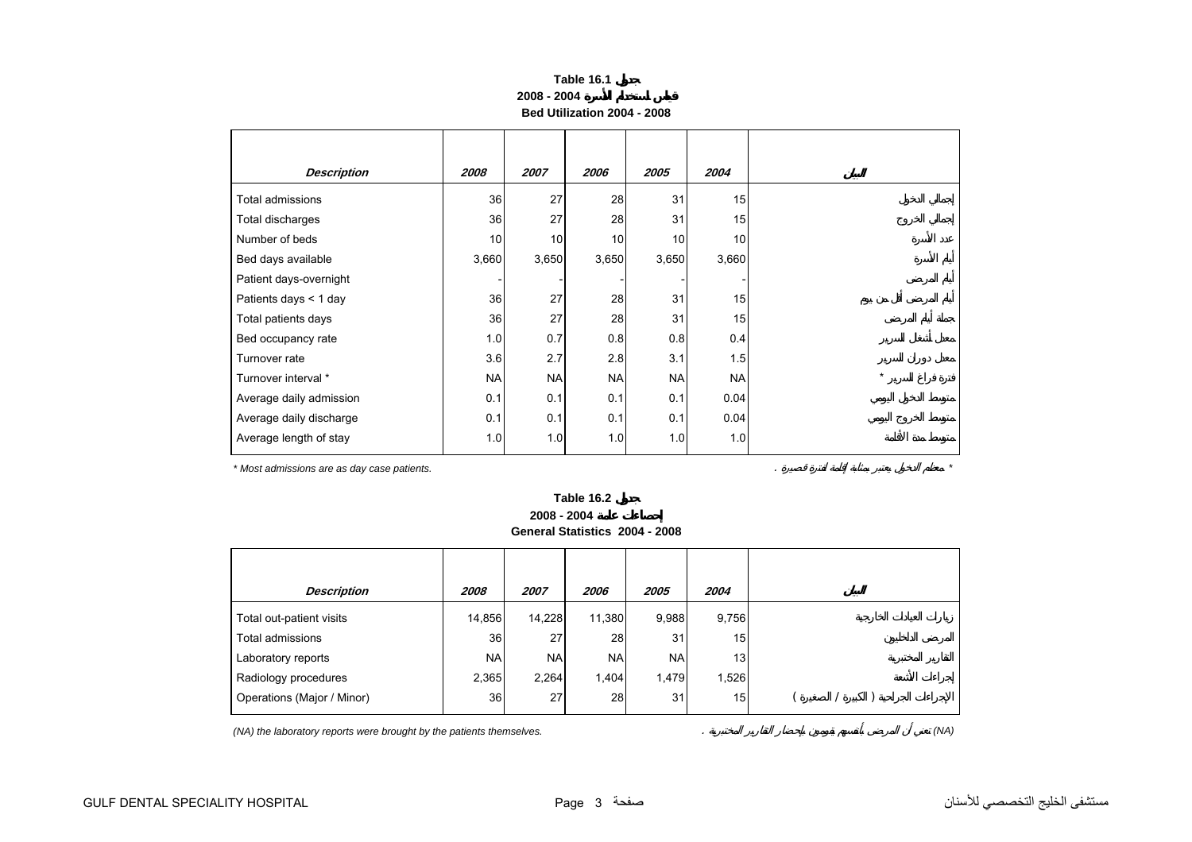**Table 16.1 جدول**

**قياس استخدام الأسرة 2004 - 2008**

**Bed Utilization 2004 - 2008**

| *Description* | *2008* | *2007* | *2006* | *2005* | *2004* | البيان |
|---|---|---|---|---|---|---|
| Total admissions | 36 | 27 | 28 | 31 | 15 | إجمالي الدخول |
| Total discharges | 36 | 27 | 28 | 31 | 15 | إجمالي الخروج |
| Number of beds | 10 | 10 | 10 | 10 | 10 | عدد الأسرة |
| Bed days available | 3,660 | 3,650 | 3,650 | 3,650 | 3,660 | أيام الأسرة |
| Patient days-overnight | - | - | - | - | - | أيام المرضى |
| Patients days < 1 day | 36 | 27 | 28 | 31 | 15 | أيام المرضى أقل من يوم |
| Total patients days | 36 | 27 | 28 | 31 | 15 | جملة أيام المرضى |
| Bed occupancy rate | 1.0 | 0.7 | 0.8 | 0.8 | 0.4 | معدل أشغال السرير |
| Turnover rate | 3.6 | 2.7 | 2.8 | 3.1 | 1.5 | معدل دوران السرير |
| Turnover interval * | NA | NA | NA | NA | NA | فترة فراغ السرير * |
| Average daily admission | 0.1 | 0.1 | 0.1 | 0.1 | 0.04 | متوسط الدخول اليومي |
| Average daily discharge | 0.1 | 0.1 | 0.1 | 0.1 | 0.04 | متوسط الخروج اليومي |
| Average length of stay | 1.0 | 1.0 | 1.0 | 1.0 | 1.0 | متوسط مدة الأقامة |

*\* Most admissions are as day case patients.*

*\* معظم الدخول يعتبر بمثابة إقامة لفترة قصيرة .*

**Table 16.2 جدول**

**إحصاءات عامة 2004 - 2008**

**General Statistics 2004 - 2008**

| *Description* | *2008* | *2007* | *2006* | *2005* | *2004* | البيان |
|---|---|---|---|---|---|---|
| Total out-patient visits | 14,856 | 14,228 | 11,380 | 9,988 | 9,756 | زيارات العيادات الخارجية |
| Total admissions | 36 | 27 | 28 | 31 | 15 | المرضى الداخليون |
| Laboratory reports | NA | NA | NA | NA | 13 | التقارير المختبرية |
| Radiology procedures | 2,365 | 2,264 | 1,404 | 1,479 | 1,526 | إجراءات الأشعة |
| Operations (Major / Minor) | 36 | 27 | 28 | 31 | 15 | الإجراءات الجراحية ( الكبيرة / الصغيرة ) |

*(NA) the laboratory reports were brought by the patients themselves.*

*(NA) تعني أن المرضى يقومون بأنفسهم بإحضار التقارير المختبرية .*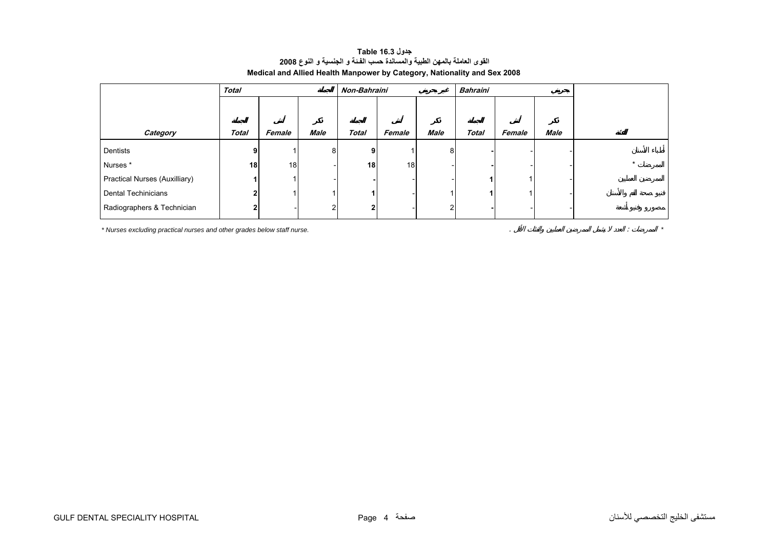**Table 16.3 جدول**

**القوى العاملة بالمهن الطبية والمساندة حسب الفئة و الجنسية و النوع 2008**

**Medical and Allied Health Manpower by Category, Nationality and Sex 2008**

| | Total الجملة | | | Non-Bahraini غير بحريني | | | Bahraini بحريني | | | |
|---|---|---|---|---|---|---|---|---|---|---|
| Category | الجملة Total | أنثى Female | ذكر Male | الجملة Total | أنثى Female | ذكر Male | الجملة Total | أنثى Female | ذكر Male | الفئة |
| Dentists | **9** | 1 | 8 | **9** | 1 | 8 | **-** | - | - | أطباء الأسنان |
| Nurses * | **18** | 18 | - | **18** | 18 | - | **-** | - | - | الممرضات * |
| Practical Nurses (Auxilliary) | **1** | 1 | - | **-** | - | - | **1** | 1 | - | الممرضين العمليين |
| Dental Techinicians | **2** | 1 | 1 | **1** | - | 1 | **1** | 1 | - | فنيو صحة الفم والأسنان |
| Radiographers & Technician | **2** | - | 2 | **2** | - | 2 | **-** | - | - | مصورو وفنيو أشعة |

*\* Nurses excluding practical nurses and other grades below staff nurse.*

*\* الممرضات : العدد لا يشمل الممرضين العمليين والفئات الأقل .*

GULF DENTAL SPECIALITY HOSPITAL مستشفى الخليج التخصصي للأسنان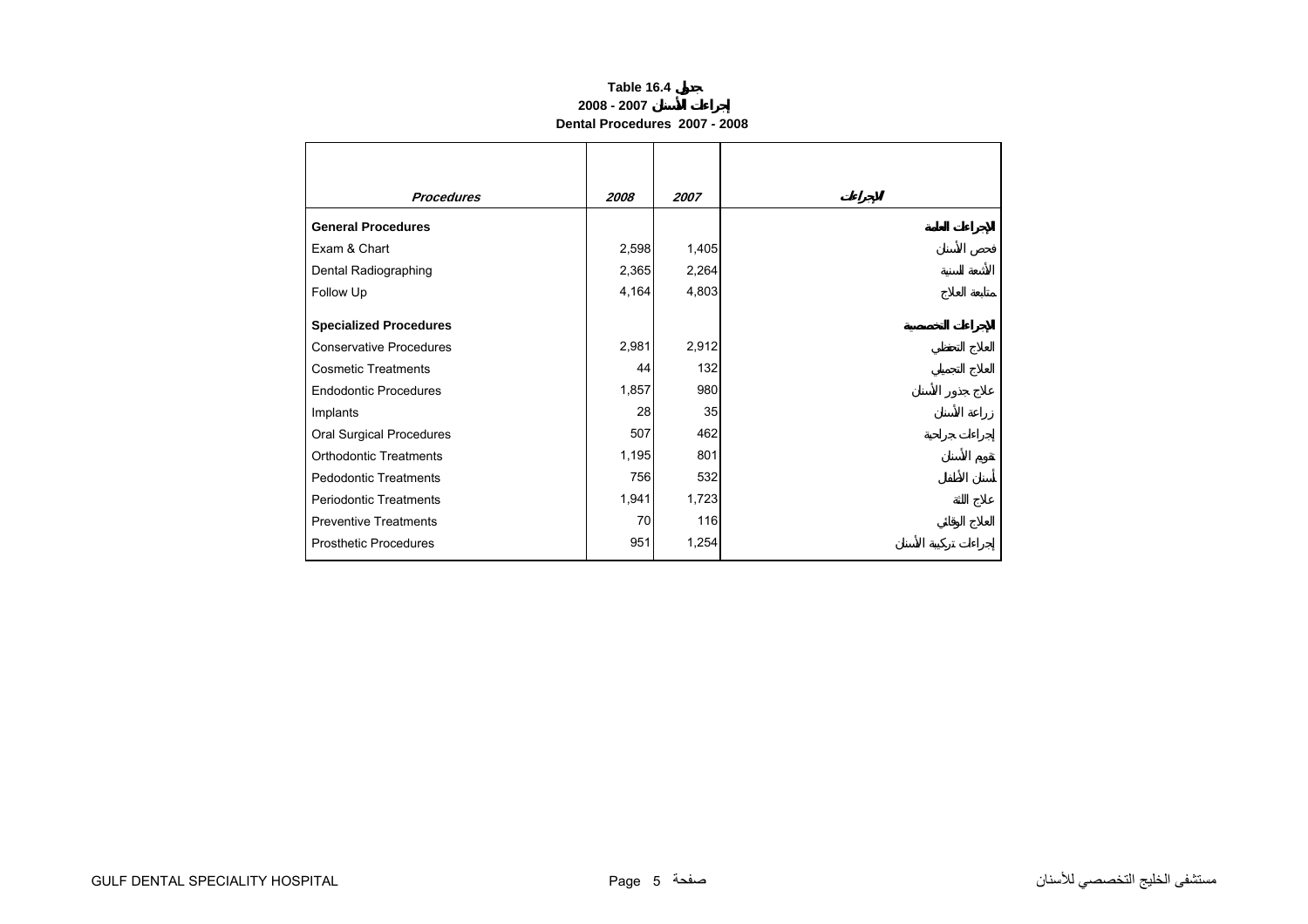**Table 16.4 جدول**

**إجراءات الأسنان 2007 - 2008**

**Dental Procedures 2007 - 2008**

| *Procedures* | *2008* | *2007* | الإجراءات |
|---|---|---|---|
| **General Procedures** | | | **الإجراءات العامة** |
| Exam & Chart | 2,598 | 1,405 | فحص الأسنان |
| Dental Radiographing | 2,365 | 2,264 | الأشعة السنية |
| Follow Up | 4,164 | 4,803 | متابعة العلاج |
| **Specialized Procedures** | | | **الإجراءات التخصصية** |
| Conservative Procedures | 2,981 | 2,912 | العلاج التحفظي |
| Cosmetic Treatments | 44 | 132 | العلاج التجميلي |
| Endodontic Procedures | 1,857 | 980 | علاج جذور الأسنان |
| Implants | 28 | 35 | زراعة الأسنان |
| Oral Surgical Procedures | 507 | 462 | إجراءات جراحية |
| Orthodontic Treatments | 1,195 | 801 | تقويم الأسنان |
| Pedodontic Treatments | 756 | 532 | أسنان الأطفال |
| Periodontic Treatments | 1,941 | 1,723 | علاج اللثة |
| Preventive Treatments | 70 | 116 | العلاج الوقائي |
| Prosthetic Procedures | 951 | 1,254 | إجراءات تركيبة الأسنان |